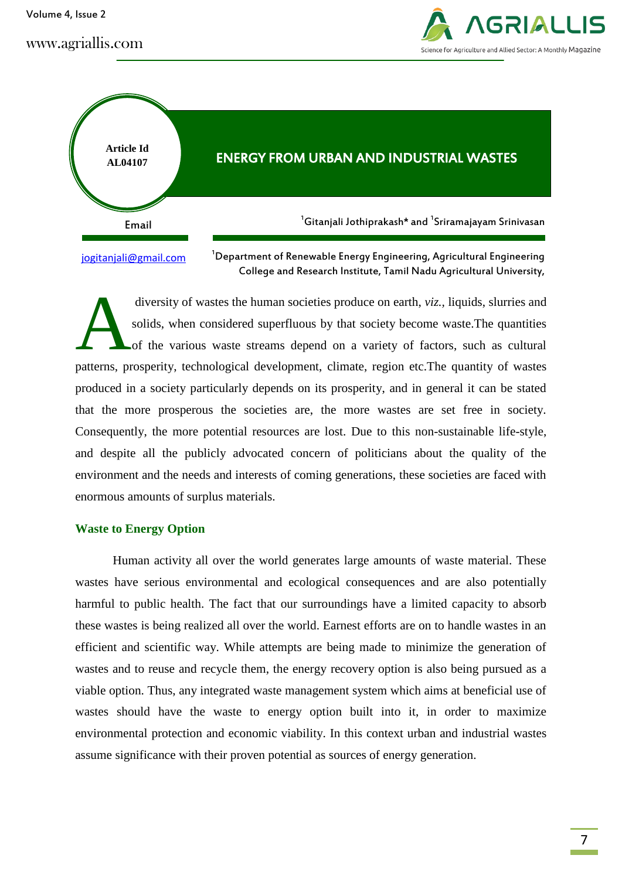Article Id
AL04107

# ENERGY FROM URBAN AND INDUSTRIAL WASTES

[1]Gitanjali Jothiprakash* and [1]Sriramajayam Srinivasan

Email

jogitanjali@gmail.com

[1]Department of Renewable Energy Engineering, Agricultural Engineering College and Research Institute, Tamil Nadu Agricultural University,

A diversity of wastes the human societies produce on earth, *viz.*, liquids, slurries and solids, when considered superfluous by that society become waste.The quantities of the various waste streams depend on a variety of factors, such as cultural patterns, prosperity, technological development, climate, region etc.The quantity of wastes produced in a society particularly depends on its prosperity, and in general it can be stated that the more prosperous the societies are, the more wastes are set free in society. Consequently, the more potential resources are lost. Due to this non-sustainable life-style, and despite all the publicly advocated concern of politicians about the quality of the environment and the needs and interests of coming generations, these societies are faced with enormous amounts of surplus materials.

## Waste to Energy Option

Human activity all over the world generates large amounts of waste material. These wastes have serious environmental and ecological consequences and are also potentially harmful to public health. The fact that our surroundings have a limited capacity to absorb these wastes is being realized all over the world. Earnest efforts are on to handle wastes in an efficient and scientific way. While attempts are being made to minimize the generation of wastes and to reuse and recycle them, the energy recovery option is also being pursued as a viable option. Thus, any integrated waste management system which aims at beneficial use of wastes should have the waste to energy option built into it, in order to maximize environmental protection and economic viability. In this context urban and industrial wastes assume significance with their proven potential as sources of energy generation.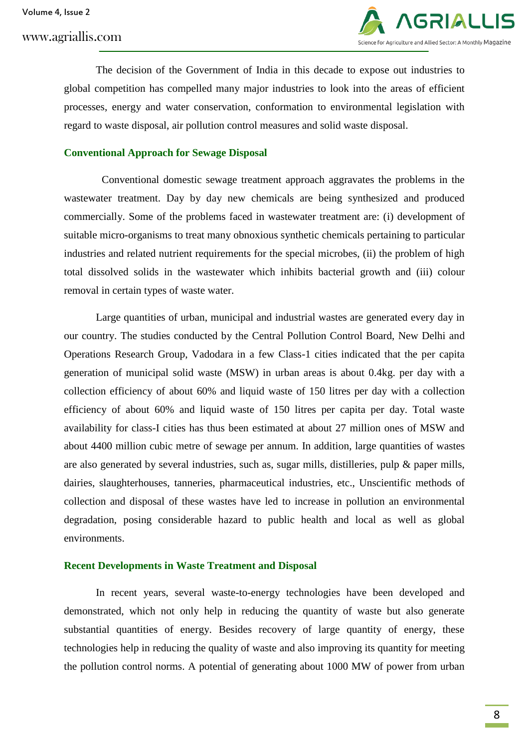The decision of the Government of India in this decade to expose out industries to global competition has compelled many major industries to look into the areas of efficient processes, energy and water conservation, conformation to environmental legislation with regard to waste disposal, air pollution control measures and solid waste disposal.

### Conventional Approach for Sewage Disposal

Conventional domestic sewage treatment approach aggravates the problems in the wastewater treatment. Day by day new chemicals are being synthesized and produced commercially. Some of the problems faced in wastewater treatment are: (i) development of suitable micro-organisms to treat many obnoxious synthetic chemicals pertaining to particular industries and related nutrient requirements for the special microbes, (ii) the problem of high total dissolved solids in the wastewater which inhibits bacterial growth and (iii) colour removal in certain types of waste water.

Large quantities of urban, municipal and industrial wastes are generated every day in our country. The studies conducted by the Central Pollution Control Board, New Delhi and Operations Research Group, Vadodara in a few Class-1 cities indicated that the per capita generation of municipal solid waste (MSW) in urban areas is about 0.4kg. per day with a collection efficiency of about 60% and liquid waste of 150 litres per day with a collection efficiency of about 60% and liquid waste of 150 litres per capita per day. Total waste availability for class-I cities has thus been estimated at about 27 million ones of MSW and about 4400 million cubic metre of sewage per annum. In addition, large quantities of wastes are also generated by several industries, such as, sugar mills, distilleries, pulp & paper mills, dairies, slaughterhouses, tanneries, pharmaceutical industries, etc., Unscientific methods of collection and disposal of these wastes have led to increase in pollution an environmental degradation, posing considerable hazard to public health and local as well as global environments.

### Recent Developments in Waste Treatment and Disposal

In recent years, several waste-to-energy technologies have been developed and demonstrated, which not only help in reducing the quantity of waste but also generate substantial quantities of energy. Besides recovery of large quantity of energy, these technologies help in reducing the quality of waste and also improving its quantity for meeting the pollution control norms. A potential of generating about 1000 MW of power from urban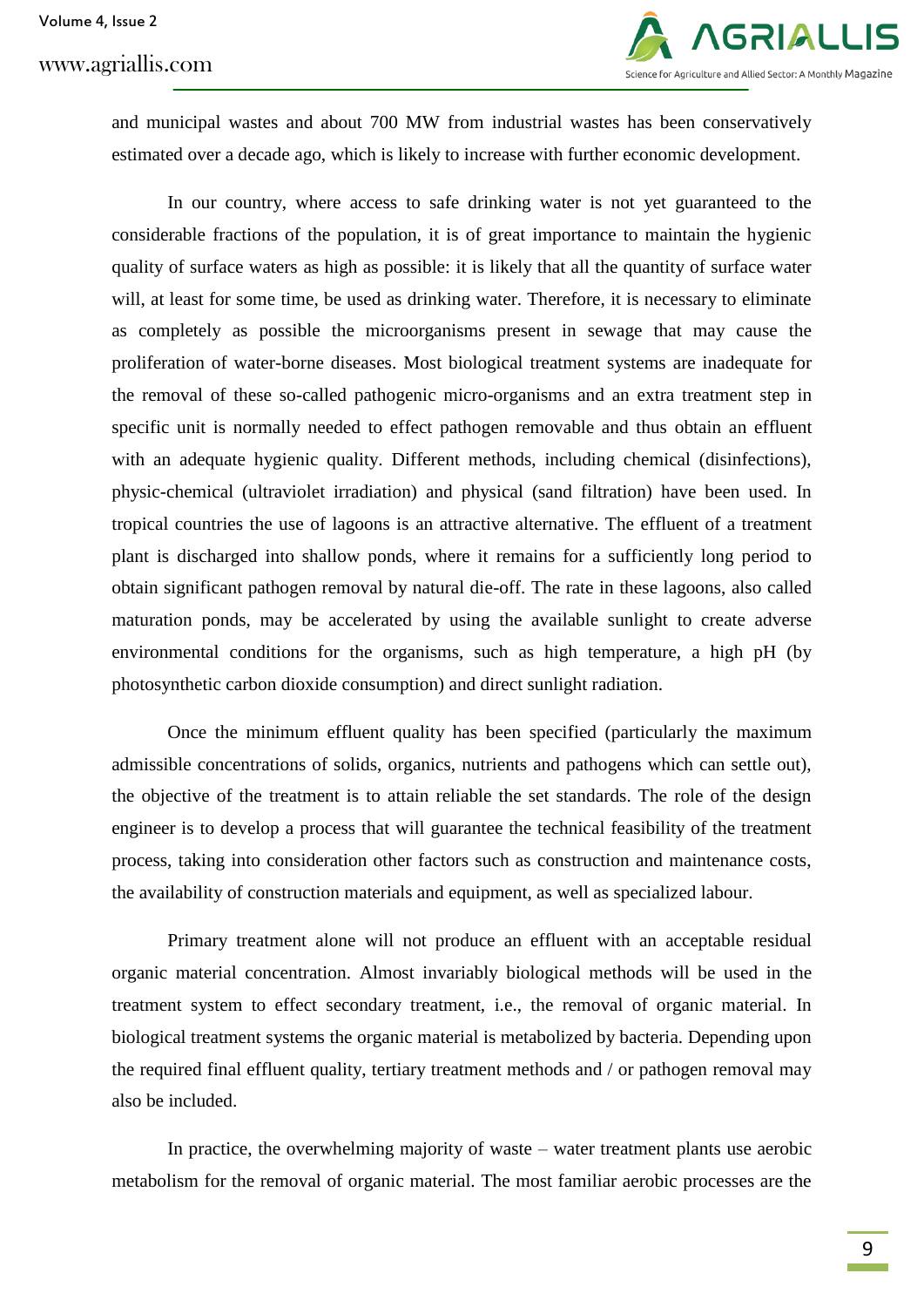and municipal wastes and about 700 MW from industrial wastes has been conservatively estimated over a decade ago, which is likely to increase with further economic development.

In our country, where access to safe drinking water is not yet guaranteed to the considerable fractions of the population, it is of great importance to maintain the hygienic quality of surface waters as high as possible: it is likely that all the quantity of surface water will, at least for some time, be used as drinking water. Therefore, it is necessary to eliminate as completely as possible the microorganisms present in sewage that may cause the proliferation of water-borne diseases. Most biological treatment systems are inadequate for the removal of these so-called pathogenic micro-organisms and an extra treatment step in specific unit is normally needed to effect pathogen removable and thus obtain an effluent with an adequate hygienic quality. Different methods, including chemical (disinfections), physic-chemical (ultraviolet irradiation) and physical (sand filtration) have been used. In tropical countries the use of lagoons is an attractive alternative. The effluent of a treatment plant is discharged into shallow ponds, where it remains for a sufficiently long period to obtain significant pathogen removal by natural die-off. The rate in these lagoons, also called maturation ponds, may be accelerated by using the available sunlight to create adverse environmental conditions for the organisms, such as high temperature, a high pH (by photosynthetic carbon dioxide consumption) and direct sunlight radiation.

Once the minimum effluent quality has been specified (particularly the maximum admissible concentrations of solids, organics, nutrients and pathogens which can settle out), the objective of the treatment is to attain reliable the set standards. The role of the design engineer is to develop a process that will guarantee the technical feasibility of the treatment process, taking into consideration other factors such as construction and maintenance costs, the availability of construction materials and equipment, as well as specialized labour.

Primary treatment alone will not produce an effluent with an acceptable residual organic material concentration. Almost invariably biological methods will be used in the treatment system to effect secondary treatment, i.e., the removal of organic material. In biological treatment systems the organic material is metabolized by bacteria. Depending upon the required final effluent quality, tertiary treatment methods and / or pathogen removal may also be included.

In practice, the overwhelming majority of waste – water treatment plants use aerobic metabolism for the removal of organic material. The most familiar aerobic processes are the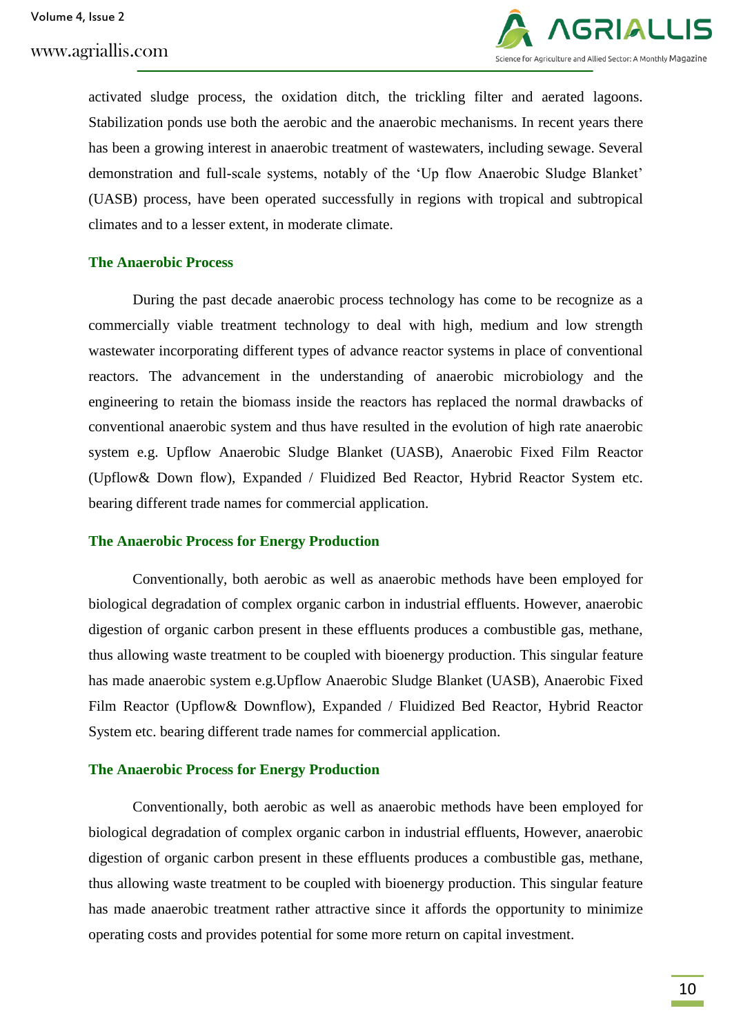activated sludge process, the oxidation ditch, the trickling filter and aerated lagoons. Stabilization ponds use both the aerobic and the anaerobic mechanisms. In recent years there has been a growing interest in anaerobic treatment of wastewaters, including sewage. Several demonstration and full-scale systems, notably of the 'Up flow Anaerobic Sludge Blanket' (UASB) process, have been operated successfully in regions with tropical and subtropical climates and to a lesser extent, in moderate climate.

## The Anaerobic Process

During the past decade anaerobic process technology has come to be recognize as a commercially viable treatment technology to deal with high, medium and low strength wastewater incorporating different types of advance reactor systems in place of conventional reactors. The advancement in the understanding of anaerobic microbiology and the engineering to retain the biomass inside the reactors has replaced the normal drawbacks of conventional anaerobic system and thus have resulted in the evolution of high rate anaerobic system e.g. Upflow Anaerobic Sludge Blanket (UASB), Anaerobic Fixed Film Reactor (Upflow& Down flow), Expanded / Fluidized Bed Reactor, Hybrid Reactor System etc. bearing different trade names for commercial application.

## The Anaerobic Process for Energy Production

Conventionally, both aerobic as well as anaerobic methods have been employed for biological degradation of complex organic carbon in industrial effluents. However, anaerobic digestion of organic carbon present in these effluents produces a combustible gas, methane, thus allowing waste treatment to be coupled with bioenergy production. This singular feature has made anaerobic system e.g.Upflow Anaerobic Sludge Blanket (UASB), Anaerobic Fixed Film Reactor (Upflow& Downflow), Expanded / Fluidized Bed Reactor, Hybrid Reactor System etc. bearing different trade names for commercial application.

## The Anaerobic Process for Energy Production

Conventionally, both aerobic as well as anaerobic methods have been employed for biological degradation of complex organic carbon in industrial effluents, However, anaerobic digestion of organic carbon present in these effluents produces a combustible gas, methane, thus allowing waste treatment to be coupled with bioenergy production. This singular feature has made anaerobic treatment rather attractive since it affords the opportunity to minimize operating costs and provides potential for some more return on capital investment.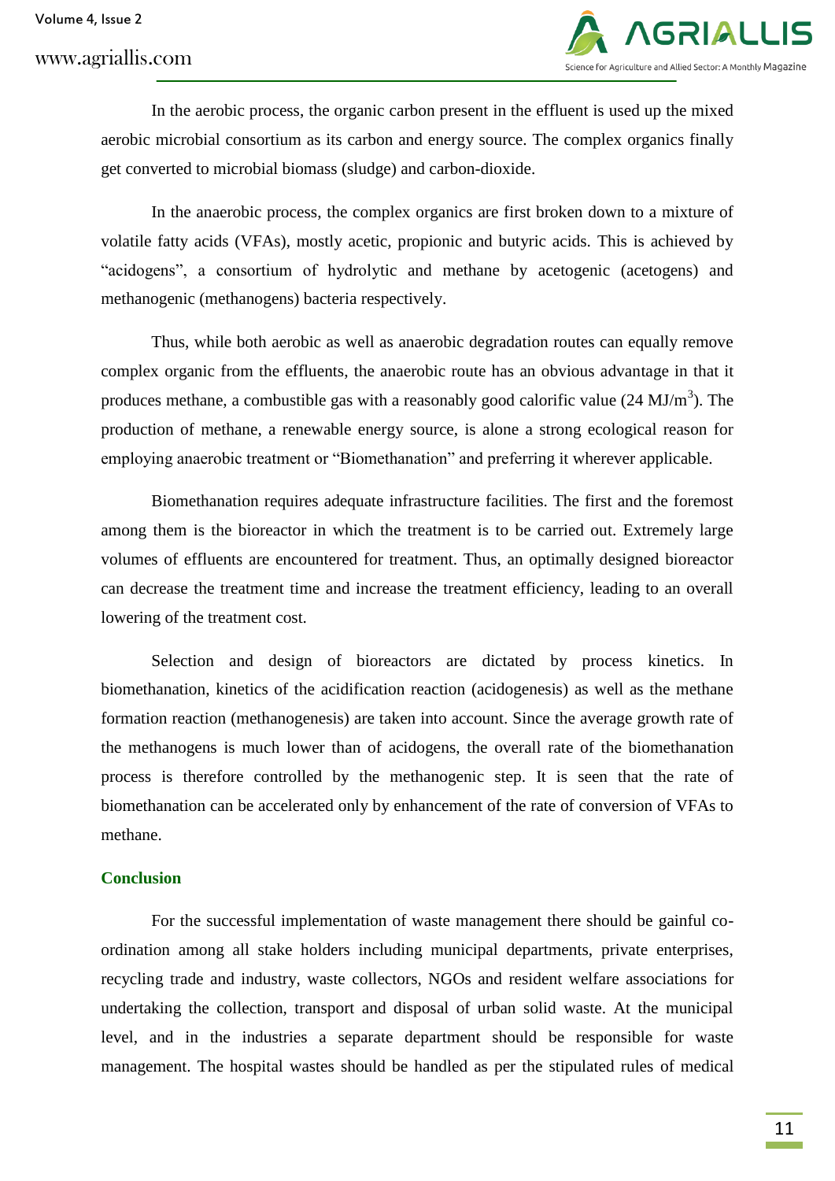In the aerobic process, the organic carbon present in the effluent is used up the mixed aerobic microbial consortium as its carbon and energy source. The complex organics finally get converted to microbial biomass (sludge) and carbon-dioxide.

In the anaerobic process, the complex organics are first broken down to a mixture of volatile fatty acids (VFAs), mostly acetic, propionic and butyric acids. This is achieved by "acidogens", a consortium of hydrolytic and methane by acetogenic (acetogens) and methanogenic (methanogens) bacteria respectively.

Thus, while both aerobic as well as anaerobic degradation routes can equally remove complex organic from the effluents, the anaerobic route has an obvious advantage in that it produces methane, a combustible gas with a reasonably good calorific value (24 $MJ/m^3$). The production of methane, a renewable energy source, is alone a strong ecological reason for employing anaerobic treatment or "Biomethanation" and preferring it wherever applicable.

Biomethanation requires adequate infrastructure facilities. The first and the foremost among them is the bioreactor in which the treatment is to be carried out. Extremely large volumes of effluents are encountered for treatment. Thus, an optimally designed bioreactor can decrease the treatment time and increase the treatment efficiency, leading to an overall lowering of the treatment cost.

Selection and design of bioreactors are dictated by process kinetics. In biomethanation, kinetics of the acidification reaction (acidogenesis) as well as the methane formation reaction (methanogenesis) are taken into account. Since the average growth rate of the methanogens is much lower than of acidogens, the overall rate of the biomethanation process is therefore controlled by the methanogenic step. It is seen that the rate of biomethanation can be accelerated only by enhancement of the rate of conversion of VFAs to methane.

## Conclusion

For the successful implementation of waste management there should be gainful co-ordination among all stake holders including municipal departments, private enterprises, recycling trade and industry, waste collectors, NGOs and resident welfare associations for undertaking the collection, transport and disposal of urban solid waste. At the municipal level, and in the industries a separate department should be responsible for waste management. The hospital wastes should be handled as per the stipulated rules of medical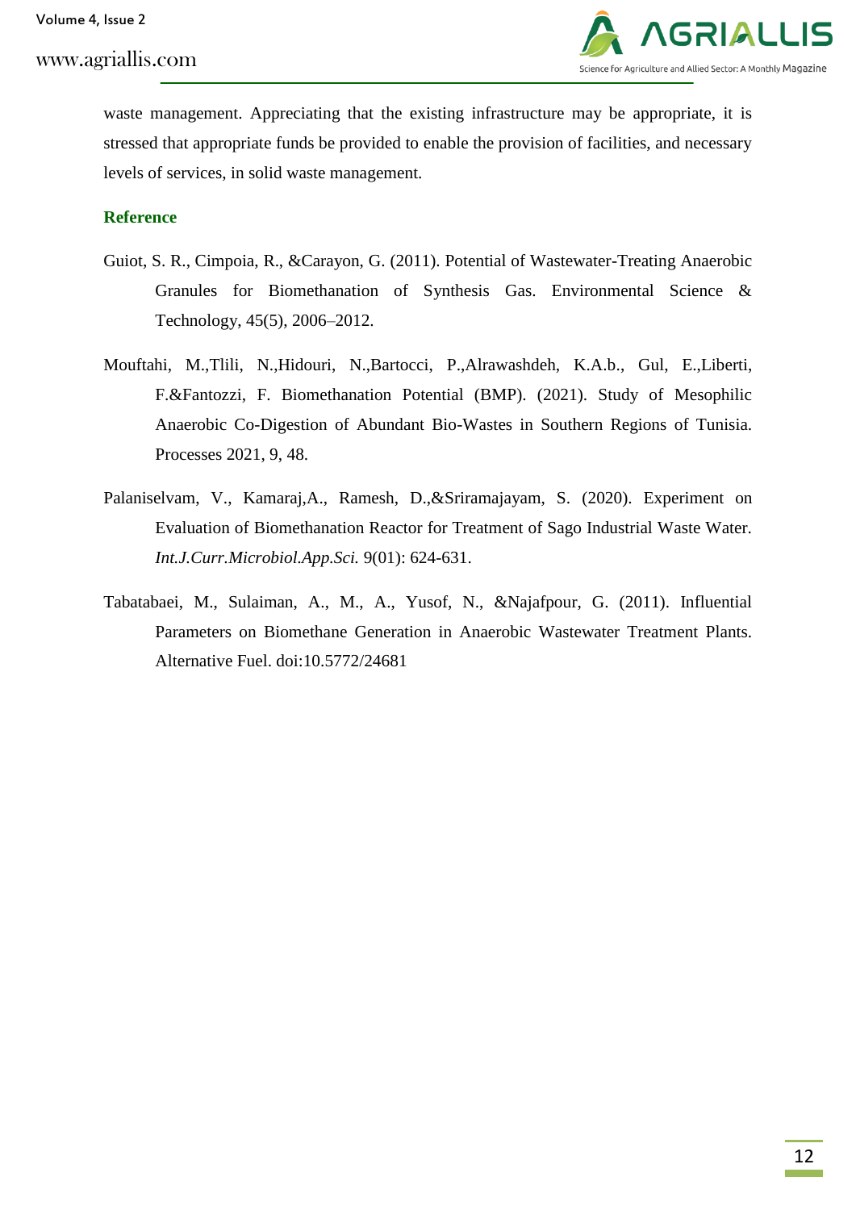waste management. Appreciating that the existing infrastructure may be appropriate, it is stressed that appropriate funds be provided to enable the provision of facilities, and necessary levels of services, in solid waste management.

## Reference

Guiot, S. R., Cimpoia, R., &Carayon, G. (2011). Potential of Wastewater-Treating Anaerobic Granules for Biomethanation of Synthesis Gas. Environmental Science & Technology, 45(5), 2006–2012.

Mouftahi, M.,Tlili, N.,Hidouri, N.,Bartocci, P.,Alrawashdeh, K.A.b., Gul, E.,Liberti, F.&Fantozzi, F. Biomethanation Potential (BMP). (2021). Study of Mesophilic Anaerobic Co-Digestion of Abundant Bio-Wastes in Southern Regions of Tunisia. Processes 2021, 9, 48.

Palaniselvam, V., Kamaraj,A., Ramesh, D.,&Sriramajayam, S. (2020). Experiment on Evaluation of Biomethanation Reactor for Treatment of Sago Industrial Waste Water. *Int.J.Curr.Microbiol.App.Sci.* 9(01): 624-631.

Tabatabaei, M., Sulaiman, A., M., A., Yusof, N., &Najafpour, G. (2011). Influential Parameters on Biomethane Generation in Anaerobic Wastewater Treatment Plants. Alternative Fuel. doi:10.5772/24681